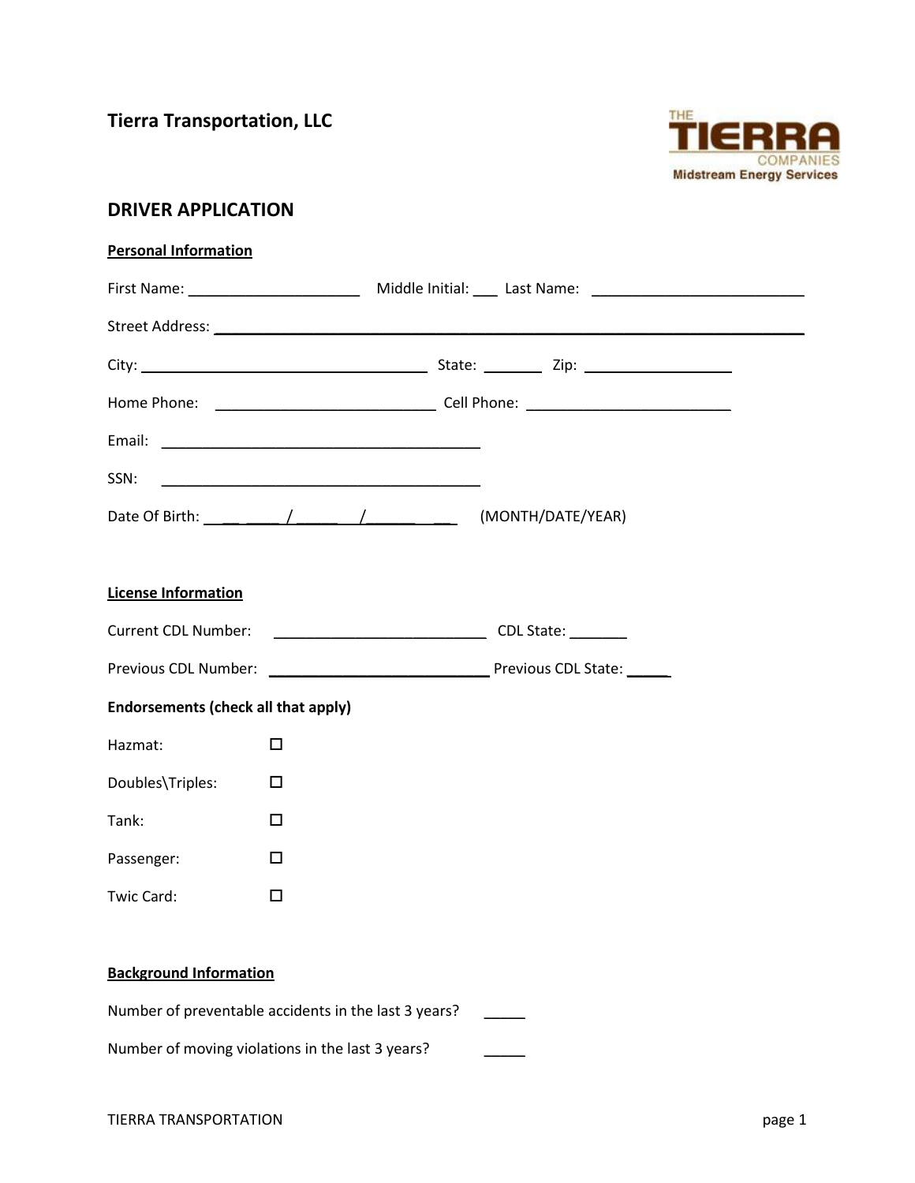## Tierra Transportation, LLC

THE TIERRA COMPANIES
Midstream Energy Services

# DRIVER APPLICATION

**Personal Information**

First Name: ____________________ Middle Initial: ___ Last Name: ________________________

Street Address: ____________________________________________________________________

City: _________________________________ State: _______ Zip: _________________

Home Phone: _________________________ Cell Phone: _______________________

Email: _____________________________________

SSN: _____________________________________

Date Of Birth: ________ / ______ / ________ (MONTH/DATE/YEAR)

**License Information**

Current CDL Number: _________________________ CDL State: _______

Previous CDL Number: _________________________ Previous CDL State: _____

**Endorsements (check all that apply)**

Hazmat: ☐

Doubles\Triples: ☐

Tank: ☐

Passenger: ☐

Twic Card: ☐

**Background Information**

Number of preventable accidents in the last 3 years? _____

Number of moving violations in the last 3 years? _____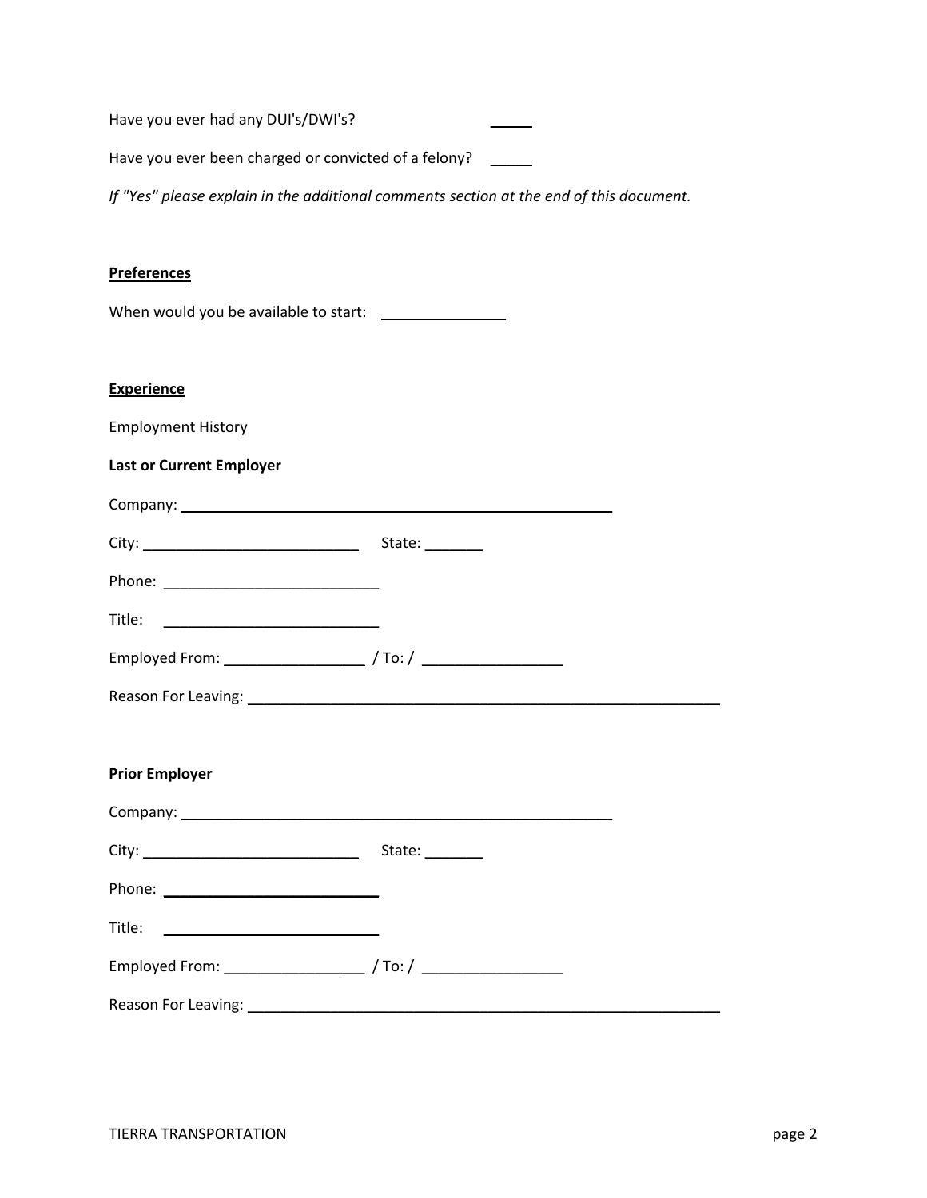Have you ever had any DUI's/DWI's? _____

Have you ever been charged or convicted of a felony? _____

*If "Yes" please explain in the additional comments section at the end of this document.*

## Preferences

When would you be available to start: _______________

## Experience

Employment History

**Last or Current Employer**

Company: ______________________________________________________

City: __________________________ State: _______

Phone: __________________________

Title: __________________________

Employed From: _________________ / To: / _________________

Reason For Leaving: ___________________________________________________________

**Prior Employer**

Company: ______________________________________________________

City: __________________________ State: _______

Phone: __________________________

Title: __________________________

Employed From: _________________ / To: / _________________

Reason For Leaving: ___________________________________________________________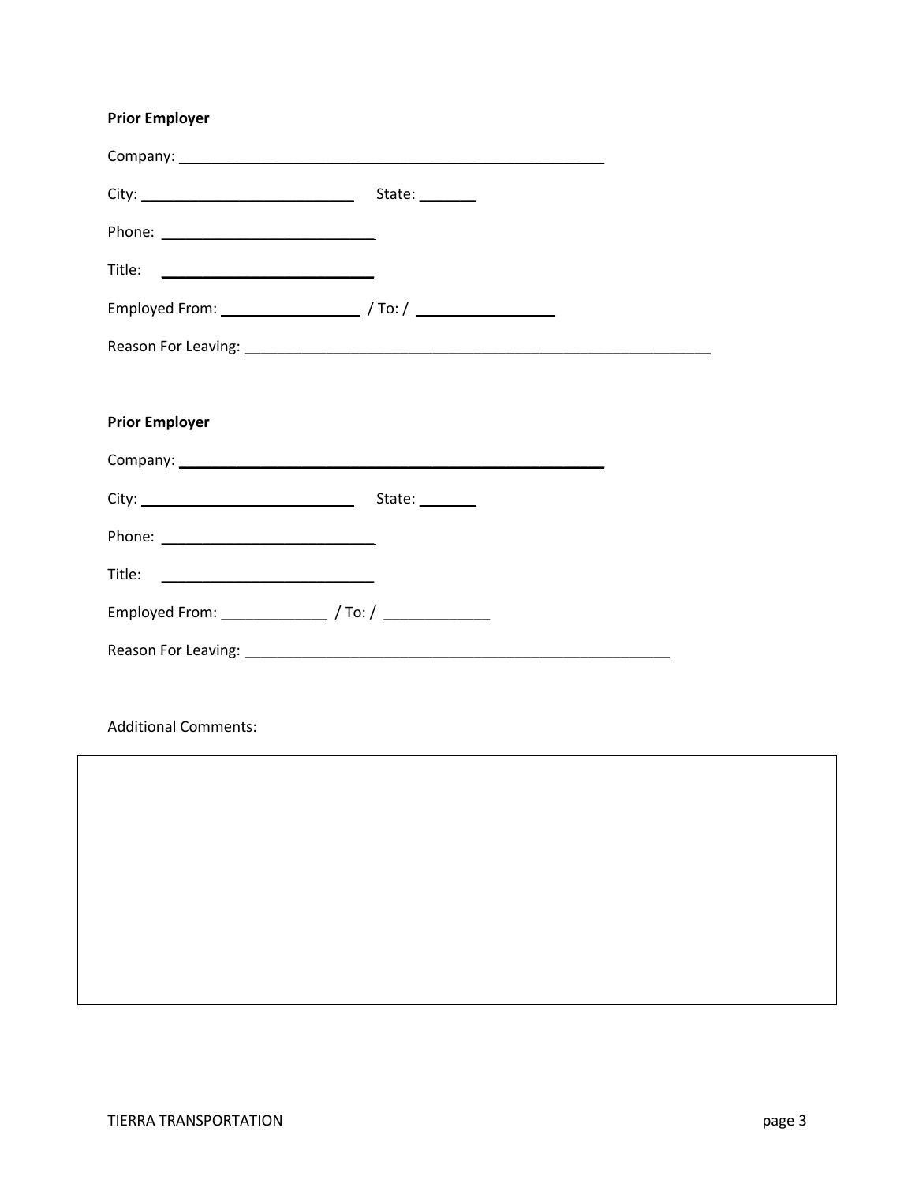**Prior Employer**

Company: ______________________________________________

City: ______________________ State: _______

Phone: ______________________

Title: ______________________

Employed From: _______________ / To: / _______________

Reason For Leaving: __________________________________________________

**Prior Employer**

Company: ______________________________________________

City: ______________________ State: _______

Phone: ______________________

Title: ______________________

Employed From: _____________ / To: / _____________

Reason For Leaving: ______________________________________________

Additional Comments: